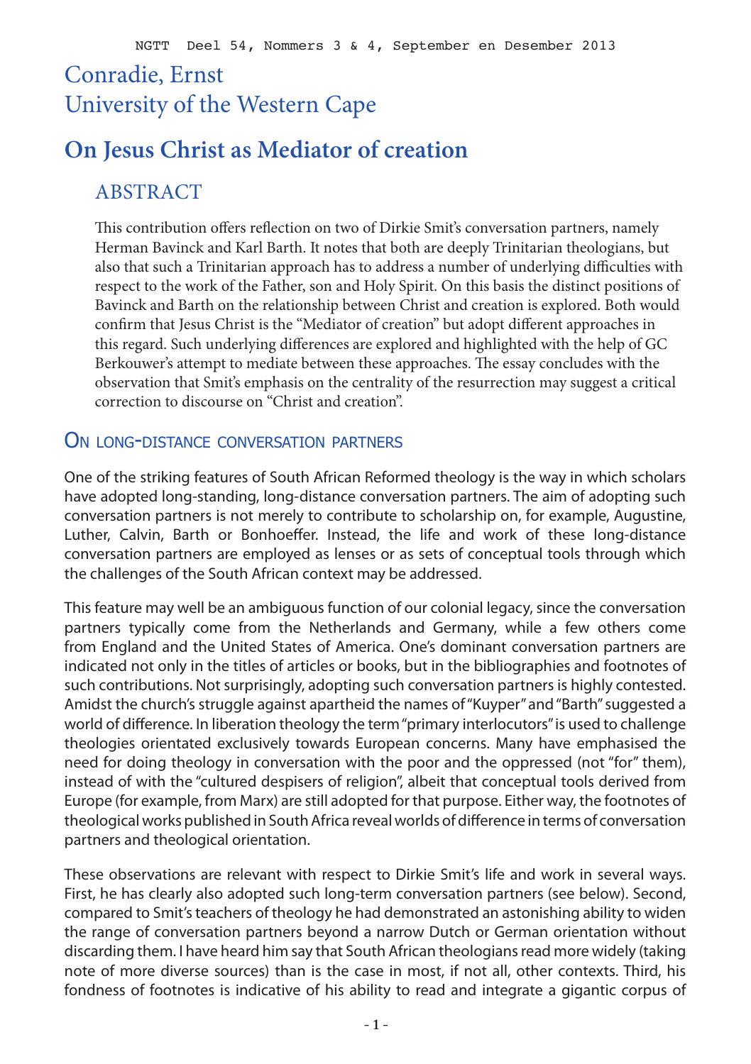# Conradie, Ernst
University of the Western Cape

## On Jesus Christ as Mediator of creation

### ABSTRACT

This contribution offers reflection on two of Dirkie Smit's conversation partners, namely Herman Bavinck and Karl Barth. It notes that both are deeply Trinitarian theologians, but also that such a Trinitarian approach has to address a number of underlying difficulties with respect to the work of the Father, son and Holy Spirit. On this basis the distinct positions of Bavinck and Barth on the relationship between Christ and creation is explored. Both would confirm that Jesus Christ is the "Mediator of creation" but adopt different approaches in this regard. Such underlying differences are explored and highlighted with the help of GC Berkouwer's attempt to mediate between these approaches. The essay concludes with the observation that Smit's emphasis on the centrality of the resurrection may suggest a critical correction to discourse on "Christ and creation".

### On long-distance conversation partners

One of the striking features of South African Reformed theology is the way in which scholars have adopted long-standing, long-distance conversation partners. The aim of adopting such conversation partners is not merely to contribute to scholarship on, for example, Augustine, Luther, Calvin, Barth or Bonhoeffer. Instead, the life and work of these long-distance conversation partners are employed as lenses or as sets of conceptual tools through which the challenges of the South African context may be addressed.

This feature may well be an ambiguous function of our colonial legacy, since the conversation partners typically come from the Netherlands and Germany, while a few others come from England and the United States of America. One's dominant conversation partners are indicated not only in the titles of articles or books, but in the bibliographies and footnotes of such contributions. Not surprisingly, adopting such conversation partners is highly contested. Amidst the church's struggle against apartheid the names of "Kuyper" and "Barth" suggested a world of difference. In liberation theology the term "primary interlocutors" is used to challenge theologies orientated exclusively towards European concerns. Many have emphasised the need for doing theology in conversation with the poor and the oppressed (not "for" them), instead of with the "cultured despisers of religion", albeit that conceptual tools derived from Europe (for example, from Marx) are still adopted for that purpose. Either way, the footnotes of theological works published in South Africa reveal worlds of difference in terms of conversation partners and theological orientation.

These observations are relevant with respect to Dirkie Smit's life and work in several ways. First, he has clearly also adopted such long-term conversation partners (see below). Second, compared to Smit's teachers of theology he had demonstrated an astonishing ability to widen the range of conversation partners beyond a narrow Dutch or German orientation without discarding them. I have heard him say that South African theologians read more widely (taking note of more diverse sources) than is the case in most, if not all, other contexts. Third, his fondness of footnotes is indicative of his ability to read and integrate a gigantic corpus of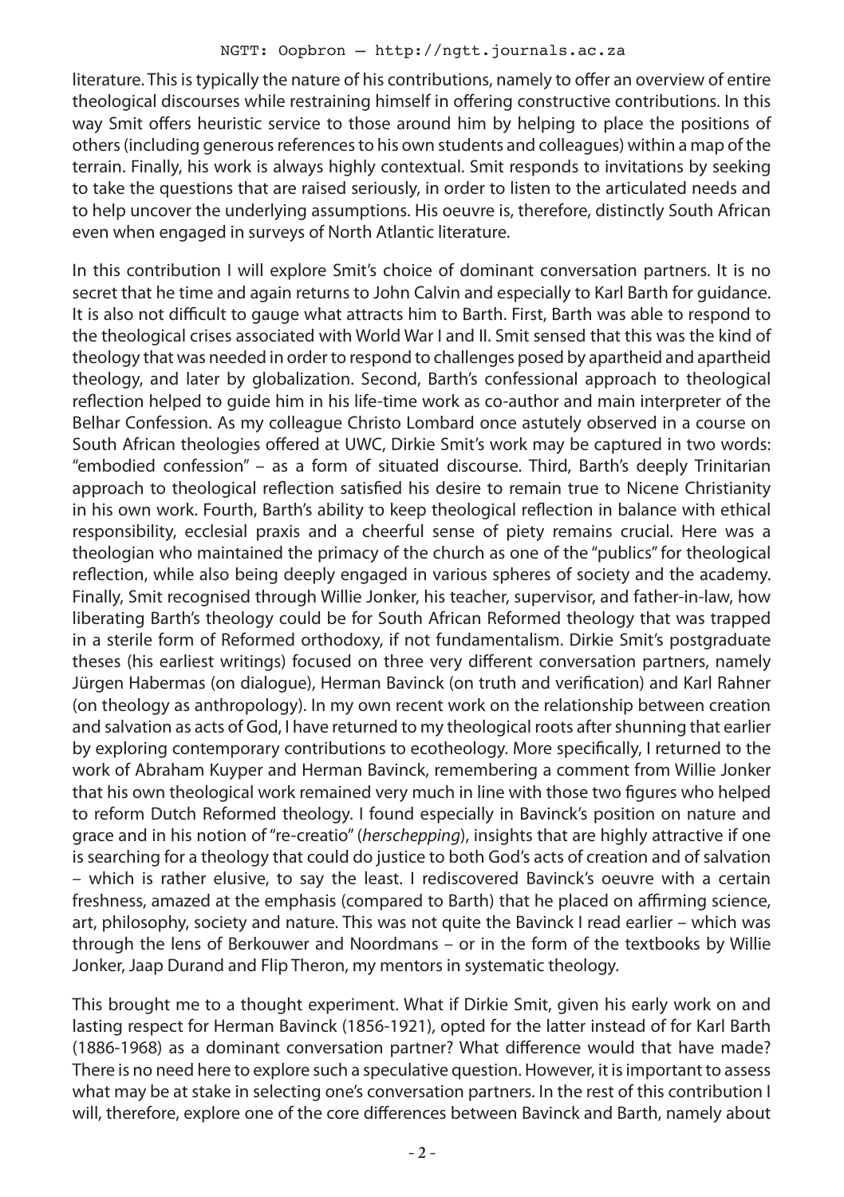literature. This is typically the nature of his contributions, namely to offer an overview of entire theological discourses while restraining himself in offering constructive contributions. In this way Smit offers heuristic service to those around him by helping to place the positions of others (including generous references to his own students and colleagues) within a map of the terrain. Finally, his work is always highly contextual. Smit responds to invitations by seeking to take the questions that are raised seriously, in order to listen to the articulated needs and to help uncover the underlying assumptions. His oeuvre is, therefore, distinctly South African even when engaged in surveys of North Atlantic literature.

In this contribution I will explore Smit's choice of dominant conversation partners. It is no secret that he time and again returns to John Calvin and especially to Karl Barth for guidance. It is also not difficult to gauge what attracts him to Barth. First, Barth was able to respond to the theological crises associated with World War I and II. Smit sensed that this was the kind of theology that was needed in order to respond to challenges posed by apartheid and apartheid theology, and later by globalization. Second, Barth's confessional approach to theological reflection helped to guide him in his life-time work as co-author and main interpreter of the Belhar Confession. As my colleague Christo Lombard once astutely observed in a course on South African theologies offered at UWC, Dirkie Smit's work may be captured in two words: "embodied confession" – as a form of situated discourse. Third, Barth's deeply Trinitarian approach to theological reflection satisfied his desire to remain true to Nicene Christianity in his own work. Fourth, Barth's ability to keep theological reflection in balance with ethical responsibility, ecclesial praxis and a cheerful sense of piety remains crucial. Here was a theologian who maintained the primacy of the church as one of the "publics" for theological reflection, while also being deeply engaged in various spheres of society and the academy. Finally, Smit recognised through Willie Jonker, his teacher, supervisor, and father-in-law, how liberating Barth's theology could be for South African Reformed theology that was trapped in a sterile form of Reformed orthodoxy, if not fundamentalism. Dirkie Smit's postgraduate theses (his earliest writings) focused on three very different conversation partners, namely Jürgen Habermas (on dialogue), Herman Bavinck (on truth and verification) and Karl Rahner (on theology as anthropology). In my own recent work on the relationship between creation and salvation as acts of God, I have returned to my theological roots after shunning that earlier by exploring contemporary contributions to ecotheology. More specifically, I returned to the work of Abraham Kuyper and Herman Bavinck, remembering a comment from Willie Jonker that his own theological work remained very much in line with those two figures who helped to reform Dutch Reformed theology. I found especially in Bavinck's position on nature and grace and in his notion of "re-creatio" (*herschepping*), insights that are highly attractive if one is searching for a theology that could do justice to both God's acts of creation and of salvation – which is rather elusive, to say the least. I rediscovered Bavinck's oeuvre with a certain freshness, amazed at the emphasis (compared to Barth) that he placed on affirming science, art, philosophy, society and nature. This was not quite the Bavinck I read earlier – which was through the lens of Berkouwer and Noordmans – or in the form of the textbooks by Willie Jonker, Jaap Durand and Flip Theron, my mentors in systematic theology.

This brought me to a thought experiment. What if Dirkie Smit, given his early work on and lasting respect for Herman Bavinck (1856-1921), opted for the latter instead of for Karl Barth (1886-1968) as a dominant conversation partner? What difference would that have made? There is no need here to explore such a speculative question. However, it is important to assess what may be at stake in selecting one's conversation partners. In the rest of this contribution I will, therefore, explore one of the core differences between Bavinck and Barth, namely about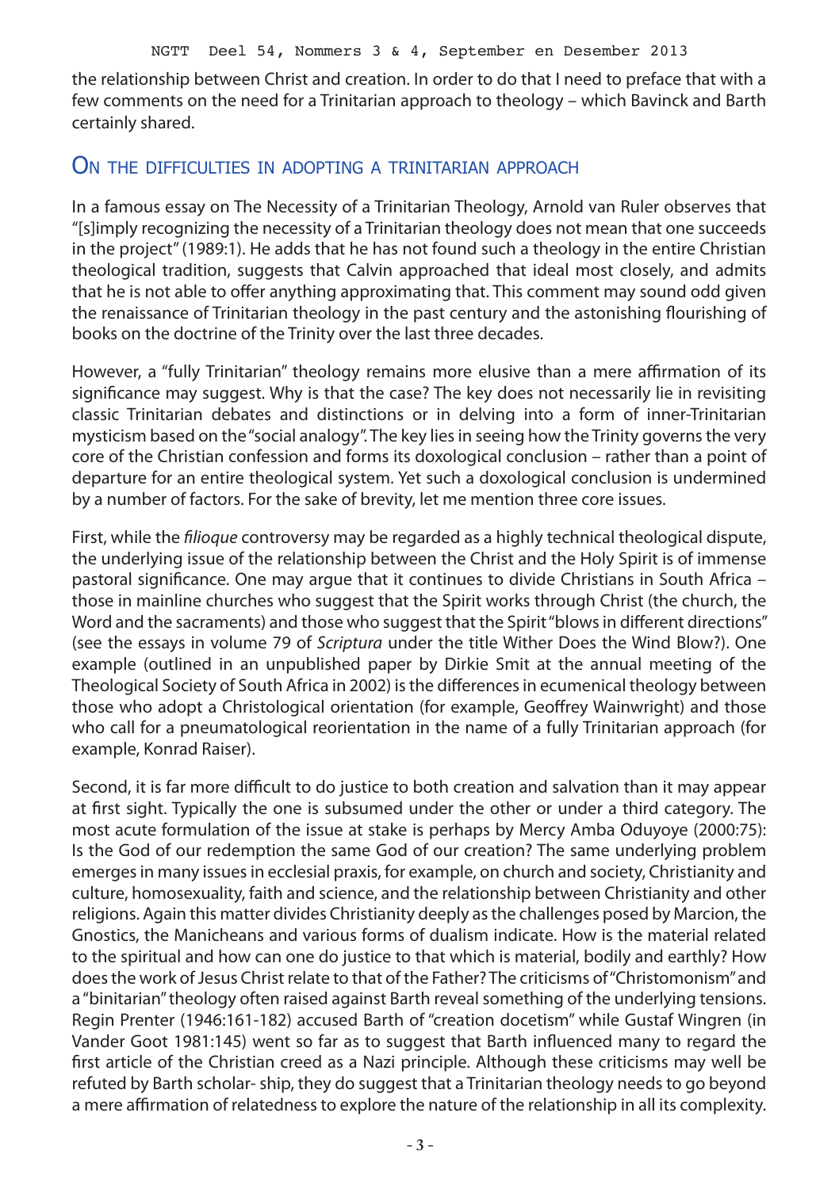the relationship between Christ and creation. In order to do that I need to preface that with a few comments on the need for a Trinitarian approach to theology – which Bavinck and Barth certainly shared.

## On the difficulties in adopting a Trinitarian approach

In a famous essay on The Necessity of a Trinitarian Theology, Arnold van Ruler observes that "[s]imply recognizing the necessity of a Trinitarian theology does not mean that one succeeds in the project" (1989:1). He adds that he has not found such a theology in the entire Christian theological tradition, suggests that Calvin approached that ideal most closely, and admits that he is not able to offer anything approximating that. This comment may sound odd given the renaissance of Trinitarian theology in the past century and the astonishing flourishing of books on the doctrine of the Trinity over the last three decades.

However, a "fully Trinitarian" theology remains more elusive than a mere affirmation of its significance may suggest. Why is that the case? The key does not necessarily lie in revisiting classic Trinitarian debates and distinctions or in delving into a form of inner-Trinitarian mysticism based on the "social analogy". The key lies in seeing how the Trinity governs the very core of the Christian confession and forms its doxological conclusion – rather than a point of departure for an entire theological system. Yet such a doxological conclusion is undermined by a number of factors. For the sake of brevity, let me mention three core issues.

First, while the *filioque* controversy may be regarded as a highly technical theological dispute, the underlying issue of the relationship between the Christ and the Holy Spirit is of immense pastoral significance. One may argue that it continues to divide Christians in South Africa – those in mainline churches who suggest that the Spirit works through Christ (the church, the Word and the sacraments) and those who suggest that the Spirit "blows in different directions" (see the essays in volume 79 of *Scriptura* under the title Wither Does the Wind Blow?). One example (outlined in an unpublished paper by Dirkie Smit at the annual meeting of the Theological Society of South Africa in 2002) is the differences in ecumenical theology between those who adopt a Christological orientation (for example, Geoffrey Wainwright) and those who call for a pneumatological reorientation in the name of a fully Trinitarian approach (for example, Konrad Raiser).

Second, it is far more difficult to do justice to both creation and salvation than it may appear at first sight. Typically the one is subsumed under the other or under a third category. The most acute formulation of the issue at stake is perhaps by Mercy Amba Oduyoye (2000:75): Is the God of our redemption the same God of our creation? The same underlying problem emerges in many issues in ecclesial praxis, for example, on church and society, Christianity and culture, homosexuality, faith and science, and the relationship between Christianity and other religions. Again this matter divides Christianity deeply as the challenges posed by Marcion, the Gnostics, the Manicheans and various forms of dualism indicate. How is the material related to the spiritual and how can one do justice to that which is material, bodily and earthly? How does the work of Jesus Christ relate to that of the Father? The criticisms of "Christomonism" and a "binitarian" theology often raised against Barth reveal something of the underlying tensions. Regin Prenter (1946:161-182) accused Barth of "creation docetism" while Gustaf Wingren (in Vander Goot 1981:145) went so far as to suggest that Barth influenced many to regard the first article of the Christian creed as a Nazi principle. Although these criticisms may well be refuted by Barth scholar- ship, they do suggest that a Trinitarian theology needs to go beyond a mere affirmation of relatedness to explore the nature of the relationship in all its complexity.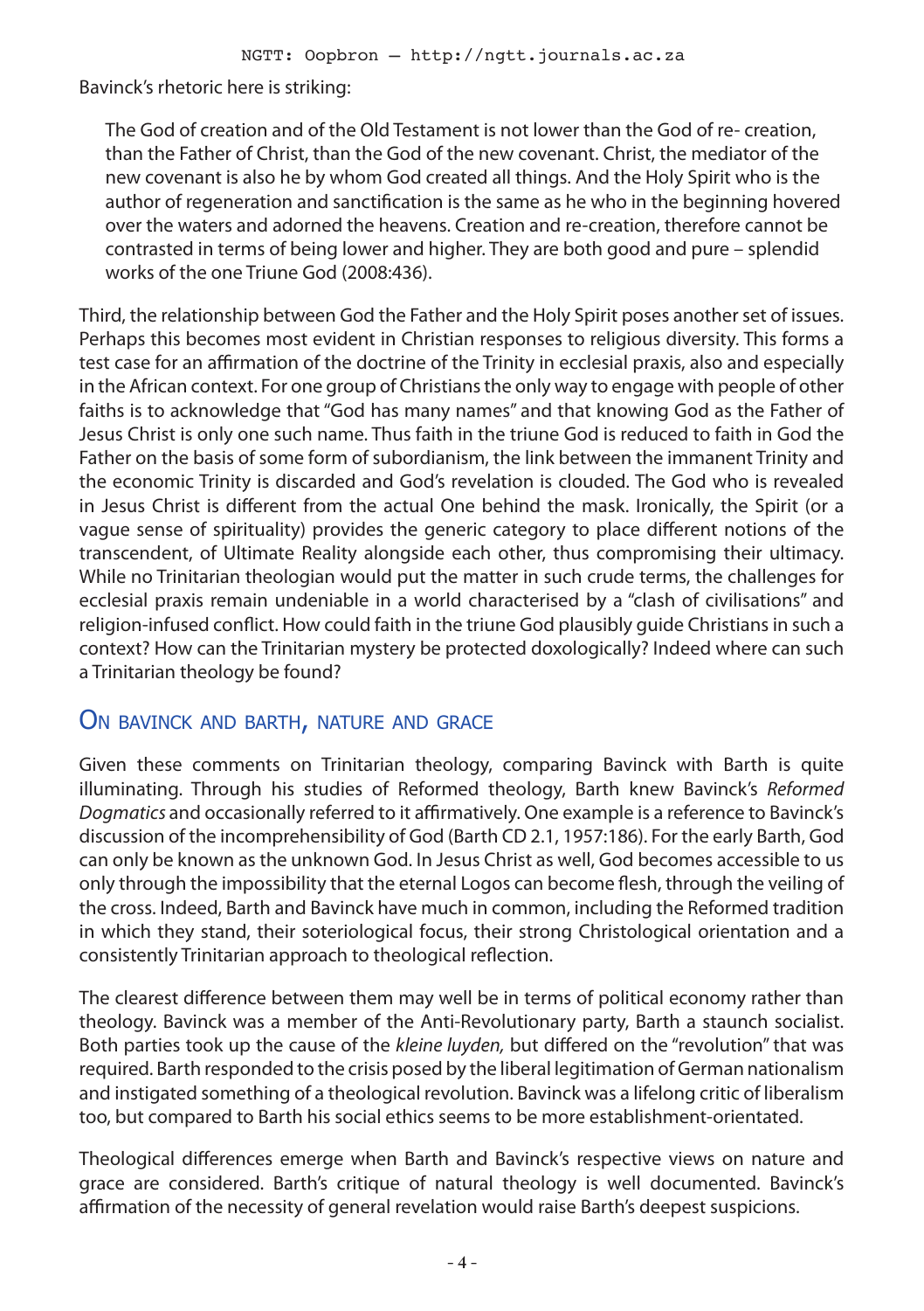Bavinck's rhetoric here is striking:

> The God of creation and of the Old Testament is not lower than the God of re- creation, than the Father of Christ, than the God of the new covenant. Christ, the mediator of the new covenant is also he by whom God created all things. And the Holy Spirit who is the author of regeneration and sanctification is the same as he who in the beginning hovered over the waters and adorned the heavens. Creation and re-creation, therefore cannot be contrasted in terms of being lower and higher. They are both good and pure – splendid works of the one Triune God (2008:436).

Third, the relationship between God the Father and the Holy Spirit poses another set of issues. Perhaps this becomes most evident in Christian responses to religious diversity. This forms a test case for an affirmation of the doctrine of the Trinity in ecclesial praxis, also and especially in the African context. For one group of Christians the only way to engage with people of other faiths is to acknowledge that "God has many names" and that knowing God as the Father of Jesus Christ is only one such name. Thus faith in the triune God is reduced to faith in God the Father on the basis of some form of subordianism, the link between the immanent Trinity and the economic Trinity is discarded and God's revelation is clouded. The God who is revealed in Jesus Christ is different from the actual One behind the mask. Ironically, the Spirit (or a vague sense of spirituality) provides the generic category to place different notions of the transcendent, of Ultimate Reality alongside each other, thus compromising their ultimacy. While no Trinitarian theologian would put the matter in such crude terms, the challenges for ecclesial praxis remain undeniable in a world characterised by a "clash of civilisations" and religion-infused conflict. How could faith in the triune God plausibly guide Christians in such a context? How can the Trinitarian mystery be protected doxologically? Indeed where can such a Trinitarian theology be found?

## On Bavinck and Barth, nature and grace

Given these comments on Trinitarian theology, comparing Bavinck with Barth is quite illuminating. Through his studies of Reformed theology, Barth knew Bavinck's *Reformed Dogmatics* and occasionally referred to it affirmatively. One example is a reference to Bavinck's discussion of the incomprehensibility of God (Barth CD 2.1, 1957:186). For the early Barth, God can only be known as the unknown God. In Jesus Christ as well, God becomes accessible to us only through the impossibility that the eternal Logos can become flesh, through the veiling of the cross. Indeed, Barth and Bavinck have much in common, including the Reformed tradition in which they stand, their soteriological focus, their strong Christological orientation and a consistently Trinitarian approach to theological reflection.

The clearest difference between them may well be in terms of political economy rather than theology. Bavinck was a member of the Anti-Revolutionary party, Barth a staunch socialist. Both parties took up the cause of the *kleine luyden,* but differed on the "revolution" that was required. Barth responded to the crisis posed by the liberal legitimation of German nationalism and instigated something of a theological revolution. Bavinck was a lifelong critic of liberalism too, but compared to Barth his social ethics seems to be more establishment-orientated.

Theological differences emerge when Barth and Bavinck's respective views on nature and grace are considered. Barth's critique of natural theology is well documented. Bavinck's affirmation of the necessity of general revelation would raise Barth's deepest suspicions.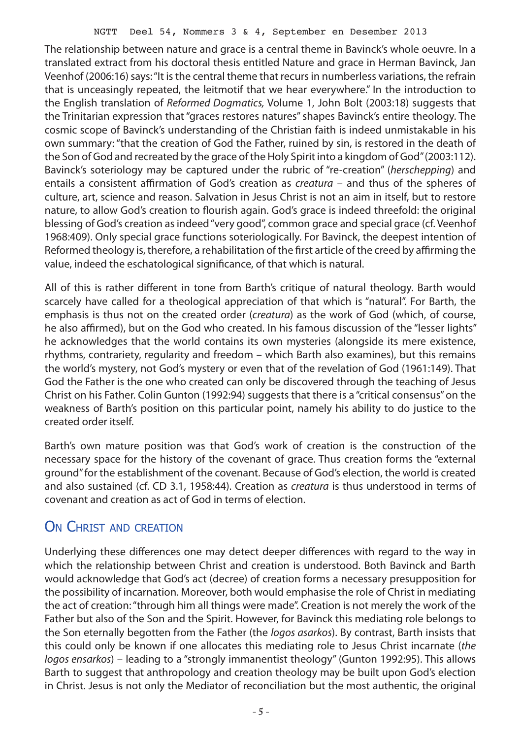The relationship between nature and grace is a central theme in Bavinck's whole oeuvre. In a translated extract from his doctoral thesis entitled Nature and grace in Herman Bavinck, Jan Veenhof (2006:16) says: "It is the central theme that recurs in numberless variations, the refrain that is unceasingly repeated, the leitmotif that we hear everywhere." In the introduction to the English translation of *Reformed Dogmatics,* Volume 1, John Bolt (2003:18) suggests that the Trinitarian expression that "graces restores natures" shapes Bavinck's entire theology. The cosmic scope of Bavinck's understanding of the Christian faith is indeed unmistakable in his own summary: "that the creation of God the Father, ruined by sin, is restored in the death of the Son of God and recreated by the grace of the Holy Spirit into a kingdom of God" (2003:112). Bavinck's soteriology may be captured under the rubric of "re-creation" (*herschepping*) and entails a consistent affirmation of God's creation as *creatura* – and thus of the spheres of culture, art, science and reason. Salvation in Jesus Christ is not an aim in itself, but to restore nature, to allow God's creation to flourish again. God's grace is indeed threefold: the original blessing of God's creation as indeed "very good", common grace and special grace (cf. Veenhof 1968:409). Only special grace functions soteriologically. For Bavinck, the deepest intention of Reformed theology is, therefore, a rehabilitation of the first article of the creed by affirming the value, indeed the eschatological significance, of that which is natural.

All of this is rather different in tone from Barth's critique of natural theology. Barth would scarcely have called for a theological appreciation of that which is "natural". For Barth, the emphasis is thus not on the created order (*creatura*) as the work of God (which, of course, he also affirmed), but on the God who created. In his famous discussion of the "lesser lights" he acknowledges that the world contains its own mysteries (alongside its mere existence, rhythms, contrariety, regularity and freedom – which Barth also examines), but this remains the world's mystery, not God's mystery or even that of the revelation of God (1961:149). That God the Father is the one who created can only be discovered through the teaching of Jesus Christ on his Father. Colin Gunton (1992:94) suggests that there is a "critical consensus" on the weakness of Barth's position on this particular point, namely his ability to do justice to the created order itself.

Barth's own mature position was that God's work of creation is the construction of the necessary space for the history of the covenant of grace. Thus creation forms the "external ground" for the establishment of the covenant. Because of God's election, the world is created and also sustained (cf. CD 3.1, 1958:44). Creation as *creatura* is thus understood in terms of covenant and creation as act of God in terms of election.

## On Christ and creation

Underlying these differences one may detect deeper differences with regard to the way in which the relationship between Christ and creation is understood. Both Bavinck and Barth would acknowledge that God's act (decree) of creation forms a necessary presupposition for the possibility of incarnation. Moreover, both would emphasise the role of Christ in mediating the act of creation: "through him all things were made". Creation is not merely the work of the Father but also of the Son and the Spirit. However, for Bavinck this mediating role belongs to the Son eternally begotten from the Father (the *logos asarkos*). By contrast, Barth insists that this could only be known if one allocates this mediating role to Jesus Christ incarnate (*the logos ensarkos*) – leading to a "strongly immanentist theology" (Gunton 1992:95). This allows Barth to suggest that anthropology and creation theology may be built upon God's election in Christ. Jesus is not only the Mediator of reconciliation but the most authentic, the original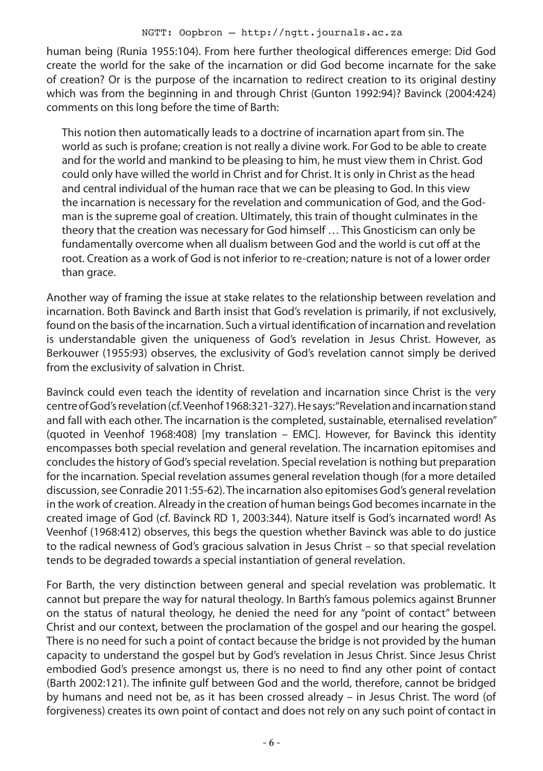human being (Runia 1955:104). From here further theological differences emerge: Did God create the world for the sake of the incarnation or did God become incarnate for the sake of creation? Or is the purpose of the incarnation to redirect creation to its original destiny which was from the beginning in and through Christ (Gunton 1992:94)? Bavinck (2004:424) comments on this long before the time of Barth:

> This notion then automatically leads to a doctrine of incarnation apart from sin. The world as such is profane; creation is not really a divine work. For God to be able to create and for the world and mankind to be pleasing to him, he must view them in Christ. God could only have willed the world in Christ and for Christ. It is only in Christ as the head and central individual of the human race that we can be pleasing to God. In this view the incarnation is necessary for the revelation and communication of God, and the God-man is the supreme goal of creation. Ultimately, this train of thought culminates in the theory that the creation was necessary for God himself … This Gnosticism can only be fundamentally overcome when all dualism between God and the world is cut off at the root. Creation as a work of God is not inferior to re-creation; nature is not of a lower order than grace.

Another way of framing the issue at stake relates to the relationship between revelation and incarnation. Both Bavinck and Barth insist that God's revelation is primarily, if not exclusively, found on the basis of the incarnation. Such a virtual identification of incarnation and revelation is understandable given the uniqueness of God's revelation in Jesus Christ. However, as Berkouwer (1955:93) observes, the exclusivity of God's revelation cannot simply be derived from the exclusivity of salvation in Christ.

Bavinck could even teach the identity of revelation and incarnation since Christ is the very centre of God's revelation (cf. Veenhof 1968:321-327). He says: "Revelation and incarnation stand and fall with each other. The incarnation is the completed, sustainable, eternalised revelation" (quoted in Veenhof 1968:408) [my translation – EMC]. However, for Bavinck this identity encompasses both special revelation and general revelation. The incarnation epitomises and concludes the history of God's special revelation. Special revelation is nothing but preparation for the incarnation. Special revelation assumes general revelation though (for a more detailed discussion, see Conradie 2011:55-62). The incarnation also epitomises God's general revelation in the work of creation. Already in the creation of human beings God becomes incarnate in the created image of God (cf. Bavinck RD 1, 2003:344). Nature itself is God's incarnated word! As Veenhof (1968:412) observes, this begs the question whether Bavinck was able to do justice to the radical newness of God's gracious salvation in Jesus Christ – so that special revelation tends to be degraded towards a special instantiation of general revelation.

For Barth, the very distinction between general and special revelation was problematic. It cannot but prepare the way for natural theology. In Barth's famous polemics against Brunner on the status of natural theology, he denied the need for any "point of contact" between Christ and our context, between the proclamation of the gospel and our hearing the gospel. There is no need for such a point of contact because the bridge is not provided by the human capacity to understand the gospel but by God's revelation in Jesus Christ. Since Jesus Christ embodied God's presence amongst us, there is no need to find any other point of contact (Barth 2002:121). The infinite gulf between God and the world, therefore, cannot be bridged by humans and need not be, as it has been crossed already – in Jesus Christ. The word (of forgiveness) creates its own point of contact and does not rely on any such point of contact in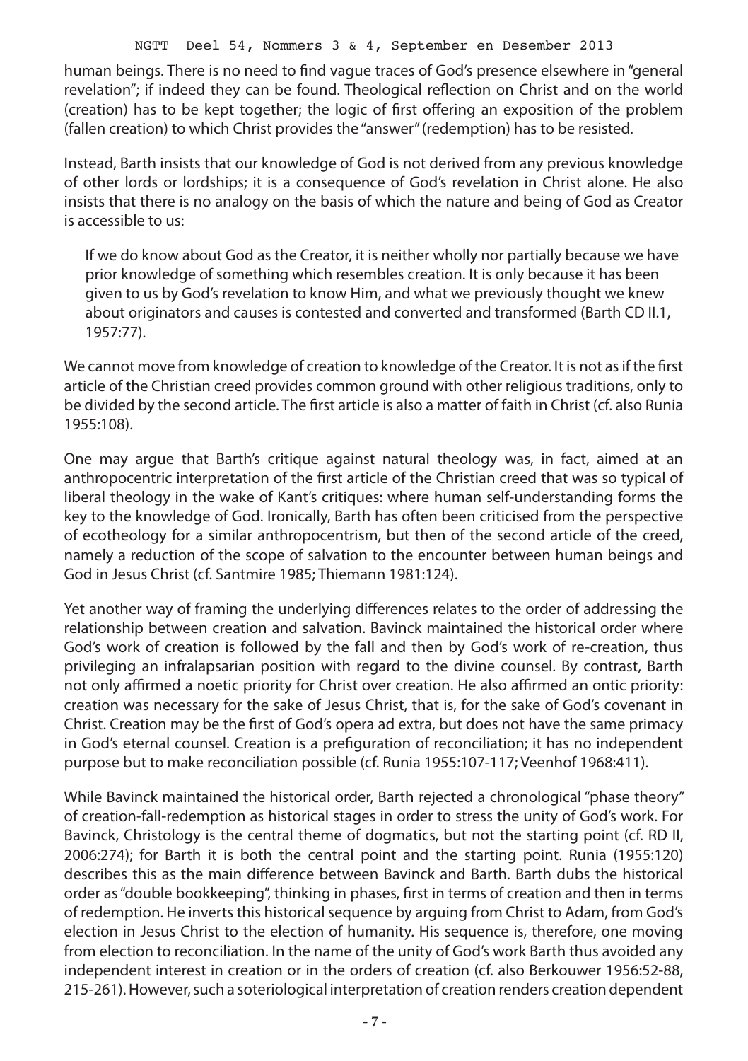human beings. There is no need to find vague traces of God's presence elsewhere in "general revelation"; if indeed they can be found. Theological reflection on Christ and on the world (creation) has to be kept together; the logic of first offering an exposition of the problem (fallen creation) to which Christ provides the "answer" (redemption) has to be resisted.

Instead, Barth insists that our knowledge of God is not derived from any previous knowledge of other lords or lordships; it is a consequence of God's revelation in Christ alone. He also insists that there is no analogy on the basis of which the nature and being of God as Creator is accessible to us:

> If we do know about God as the Creator, it is neither wholly nor partially because we have prior knowledge of something which resembles creation. It is only because it has been given to us by God's revelation to know Him, and what we previously thought we knew about originators and causes is contested and converted and transformed (Barth CD II.1, 1957:77).

We cannot move from knowledge of creation to knowledge of the Creator. It is not as if the first article of the Christian creed provides common ground with other religious traditions, only to be divided by the second article. The first article is also a matter of faith in Christ (cf. also Runia 1955:108).

One may argue that Barth's critique against natural theology was, in fact, aimed at an anthropocentric interpretation of the first article of the Christian creed that was so typical of liberal theology in the wake of Kant's critiques: where human self-understanding forms the key to the knowledge of God. Ironically, Barth has often been criticised from the perspective of ecotheology for a similar anthropocentrism, but then of the second article of the creed, namely a reduction of the scope of salvation to the encounter between human beings and God in Jesus Christ (cf. Santmire 1985; Thiemann 1981:124).

Yet another way of framing the underlying differences relates to the order of addressing the relationship between creation and salvation. Bavinck maintained the historical order where God's work of creation is followed by the fall and then by God's work of re-creation, thus privileging an infralapsarian position with regard to the divine counsel. By contrast, Barth not only affirmed a noetic priority for Christ over creation. He also affirmed an ontic priority: creation was necessary for the sake of Jesus Christ, that is, for the sake of God's covenant in Christ. Creation may be the first of God's opera ad extra, but does not have the same primacy in God's eternal counsel. Creation is a prefiguration of reconciliation; it has no independent purpose but to make reconciliation possible (cf. Runia 1955:107-117; Veenhof 1968:411).

While Bavinck maintained the historical order, Barth rejected a chronological "phase theory" of creation-fall-redemption as historical stages in order to stress the unity of God's work. For Bavinck, Christology is the central theme of dogmatics, but not the starting point (cf. RD II, 2006:274); for Barth it is both the central point and the starting point. Runia (1955:120) describes this as the main difference between Bavinck and Barth. Barth dubs the historical order as "double bookkeeping", thinking in phases, first in terms of creation and then in terms of redemption. He inverts this historical sequence by arguing from Christ to Adam, from God's election in Jesus Christ to the election of humanity. His sequence is, therefore, one moving from election to reconciliation. In the name of the unity of God's work Barth thus avoided any independent interest in creation or in the orders of creation (cf. also Berkouwer 1956:52-88, 215-261). However, such a soteriological interpretation of creation renders creation dependent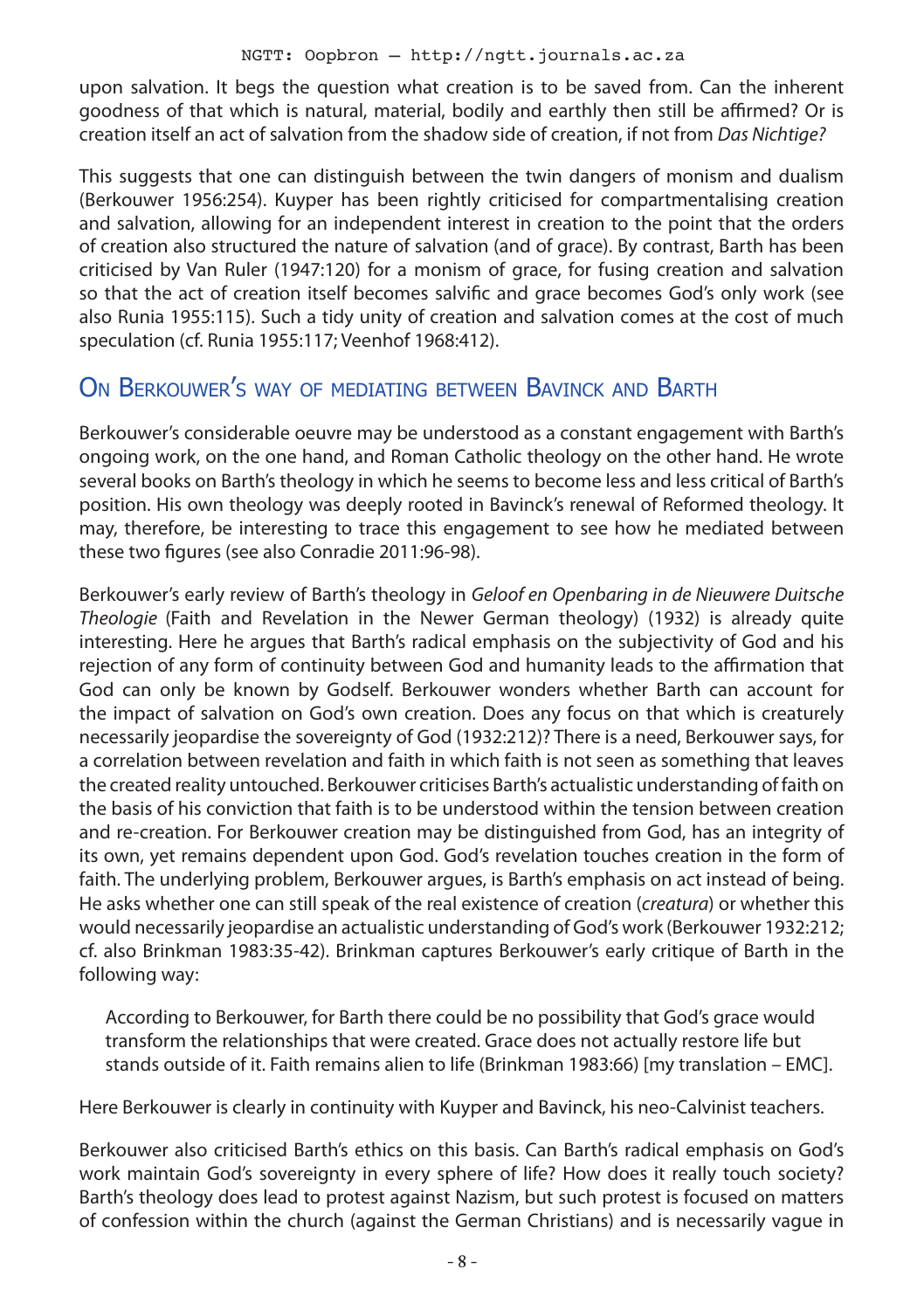upon salvation. It begs the question what creation is to be saved from. Can the inherent goodness of that which is natural, material, bodily and earthly then still be affirmed? Or is creation itself an act of salvation from the shadow side of creation, if not from *Das Nichtige?*

This suggests that one can distinguish between the twin dangers of monism and dualism (Berkouwer 1956:254). Kuyper has been rightly criticised for compartmentalising creation and salvation, allowing for an independent interest in creation to the point that the orders of creation also structured the nature of salvation (and of grace). By contrast, Barth has been criticised by Van Ruler (1947:120) for a monism of grace, for fusing creation and salvation so that the act of creation itself becomes salvific and grace becomes God's only work (see also Runia 1955:115). Such a tidy unity of creation and salvation comes at the cost of much speculation (cf. Runia 1955:117; Veenhof 1968:412).

## On Berkouwer's way of mediating between Bavinck and Barth

Berkouwer's considerable oeuvre may be understood as a constant engagement with Barth's ongoing work, on the one hand, and Roman Catholic theology on the other hand. He wrote several books on Barth's theology in which he seems to become less and less critical of Barth's position. His own theology was deeply rooted in Bavinck's renewal of Reformed theology. It may, therefore, be interesting to trace this engagement to see how he mediated between these two figures (see also Conradie 2011:96-98).

Berkouwer's early review of Barth's theology in *Geloof en Openbaring in de Nieuwere Duitsche Theologie* (Faith and Revelation in the Newer German theology) (1932) is already quite interesting. Here he argues that Barth's radical emphasis on the subjectivity of God and his rejection of any form of continuity between God and humanity leads to the affirmation that God can only be known by Godself. Berkouwer wonders whether Barth can account for the impact of salvation on God's own creation. Does any focus on that which is creaturely necessarily jeopardise the sovereignty of God (1932:212)? There is a need, Berkouwer says, for a correlation between revelation and faith in which faith is not seen as something that leaves the created reality untouched. Berkouwer criticises Barth's actualistic understanding of faith on the basis of his conviction that faith is to be understood within the tension between creation and re-creation. For Berkouwer creation may be distinguished from God, has an integrity of its own, yet remains dependent upon God. God's revelation touches creation in the form of faith. The underlying problem, Berkouwer argues, is Barth's emphasis on act instead of being. He asks whether one can still speak of the real existence of creation (*creatura*) or whether this would necessarily jeopardise an actualistic understanding of God's work (Berkouwer 1932:212; cf. also Brinkman 1983:35-42). Brinkman captures Berkouwer's early critique of Barth in the following way:

> According to Berkouwer, for Barth there could be no possibility that God's grace would transform the relationships that were created. Grace does not actually restore life but stands outside of it. Faith remains alien to life (Brinkman 1983:66) [my translation – EMC].

Here Berkouwer is clearly in continuity with Kuyper and Bavinck, his neo-Calvinist teachers.

Berkouwer also criticised Barth's ethics on this basis. Can Barth's radical emphasis on God's work maintain God's sovereignty in every sphere of life? How does it really touch society? Barth's theology does lead to protest against Nazism, but such protest is focused on matters of confession within the church (against the German Christians) and is necessarily vague in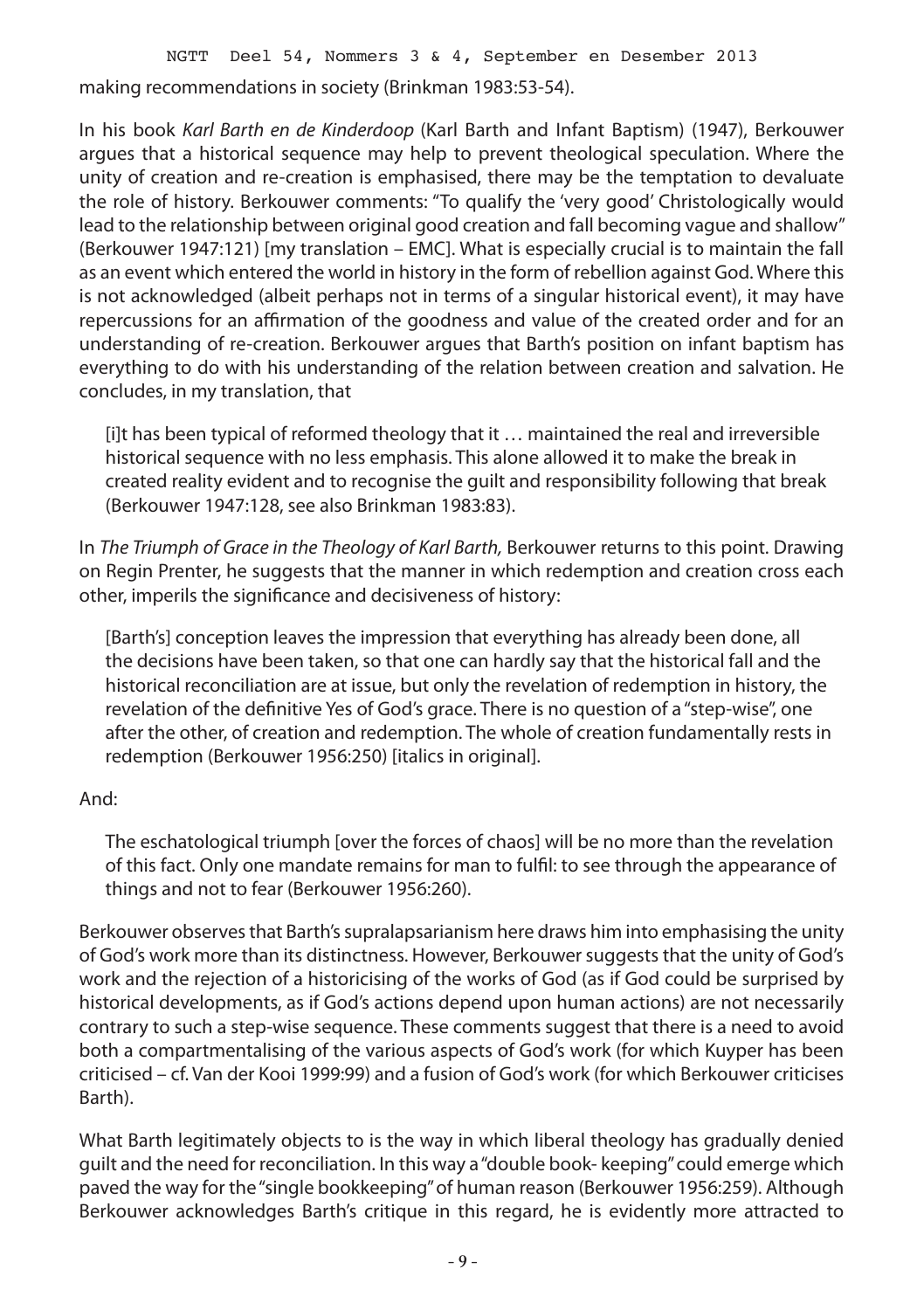making recommendations in society (Brinkman 1983:53-54).

In his book *Karl Barth en de Kinderdoop* (Karl Barth and Infant Baptism) (1947), Berkouwer argues that a historical sequence may help to prevent theological speculation. Where the unity of creation and re-creation is emphasised, there may be the temptation to devaluate the role of history. Berkouwer comments: "To qualify the 'very good' Christologically would lead to the relationship between original good creation and fall becoming vague and shallow" (Berkouwer 1947:121) [my translation – EMC]. What is especially crucial is to maintain the fall as an event which entered the world in history in the form of rebellion against God. Where this is not acknowledged (albeit perhaps not in terms of a singular historical event), it may have repercussions for an affirmation of the goodness and value of the created order and for an understanding of re-creation. Berkouwer argues that Barth's position on infant baptism has everything to do with his understanding of the relation between creation and salvation. He concludes, in my translation, that

> [i]t has been typical of reformed theology that it … maintained the real and irreversible historical sequence with no less emphasis. This alone allowed it to make the break in created reality evident and to recognise the guilt and responsibility following that break (Berkouwer 1947:128, see also Brinkman 1983:83).

In *The Triumph of Grace in the Theology of Karl Barth,* Berkouwer returns to this point. Drawing on Regin Prenter, he suggests that the manner in which redemption and creation cross each other, imperils the significance and decisiveness of history:

> [Barth's] conception leaves the impression that everything has already been done, all the decisions have been taken, so that one can hardly say that the historical fall and the historical reconciliation are at issue, but only the revelation of redemption in history, the revelation of the definitive Yes of God's grace. There is no question of a "step-wise", one after the other, of creation and redemption. The whole of creation fundamentally rests in redemption (Berkouwer 1956:250) [italics in original].

And:

> The eschatological triumph [over the forces of chaos] will be no more than the revelation of this fact. Only one mandate remains for man to fulfil: to see through the appearance of things and not to fear (Berkouwer 1956:260).

Berkouwer observes that Barth's supralapsarianism here draws him into emphasising the unity of God's work more than its distinctness. However, Berkouwer suggests that the unity of God's work and the rejection of a historicising of the works of God (as if God could be surprised by historical developments, as if God's actions depend upon human actions) are not necessarily contrary to such a step-wise sequence. These comments suggest that there is a need to avoid both a compartmentalising of the various aspects of God's work (for which Kuyper has been criticised – cf. Van der Kooi 1999:99) and a fusion of God's work (for which Berkouwer criticises Barth).

What Barth legitimately objects to is the way in which liberal theology has gradually denied guilt and the need for reconciliation. In this way a "double book- keeping" could emerge which paved the way for the "single bookkeeping" of human reason (Berkouwer 1956:259). Although Berkouwer acknowledges Barth's critique in this regard, he is evidently more attracted to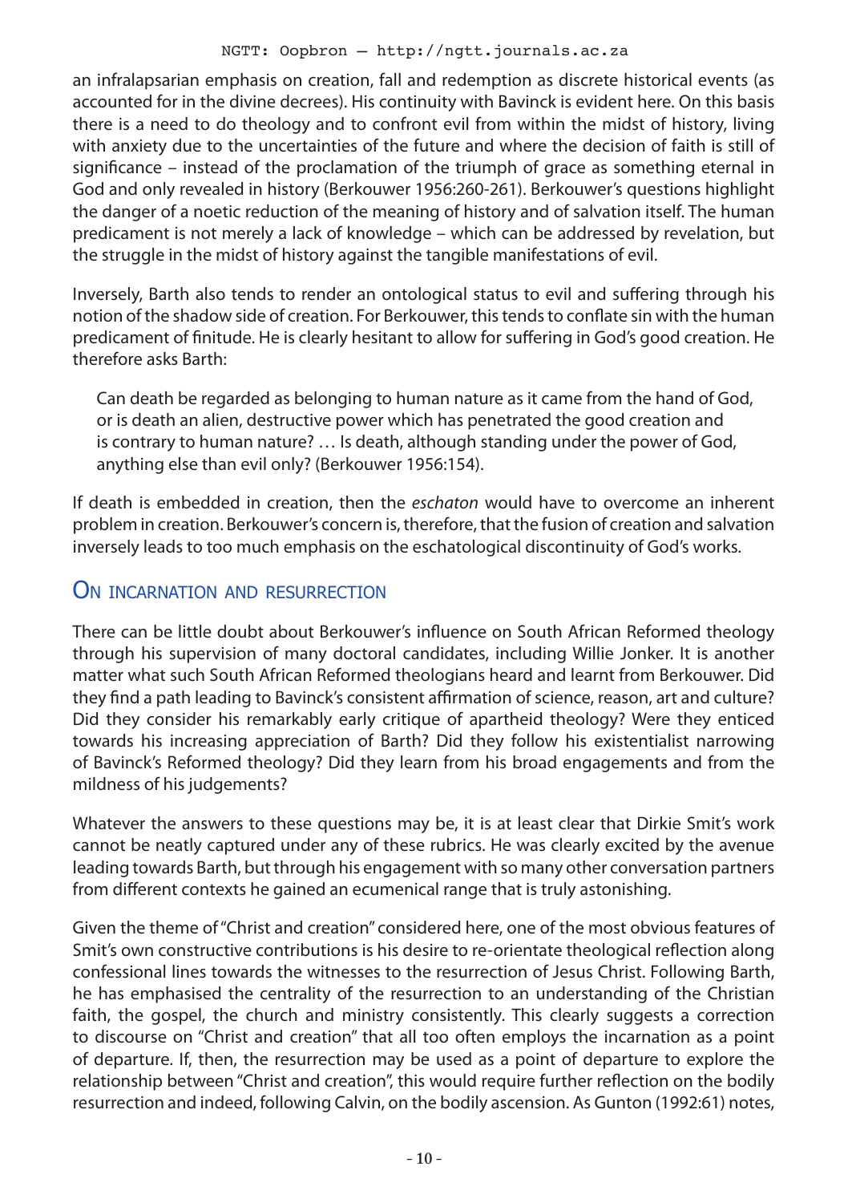an infralapsarian emphasis on creation, fall and redemption as discrete historical events (as accounted for in the divine decrees). His continuity with Bavinck is evident here. On this basis there is a need to do theology and to confront evil from within the midst of history, living with anxiety due to the uncertainties of the future and where the decision of faith is still of significance – instead of the proclamation of the triumph of grace as something eternal in God and only revealed in history (Berkouwer 1956:260-261). Berkouwer's questions highlight the danger of a noetic reduction of the meaning of history and of salvation itself. The human predicament is not merely a lack of knowledge – which can be addressed by revelation, but the struggle in the midst of history against the tangible manifestations of evil.

Inversely, Barth also tends to render an ontological status to evil and suffering through his notion of the shadow side of creation. For Berkouwer, this tends to conflate sin with the human predicament of finitude. He is clearly hesitant to allow for suffering in God's good creation. He therefore asks Barth:

> Can death be regarded as belonging to human nature as it came from the hand of God, or is death an alien, destructive power which has penetrated the good creation and is contrary to human nature? … Is death, although standing under the power of God, anything else than evil only? (Berkouwer 1956:154).

If death is embedded in creation, then the *eschaton* would have to overcome an inherent problem in creation. Berkouwer's concern is, therefore, that the fusion of creation and salvation inversely leads to too much emphasis on the eschatological discontinuity of God's works.

## On incarnation and resurrection

There can be little doubt about Berkouwer's influence on South African Reformed theology through his supervision of many doctoral candidates, including Willie Jonker. It is another matter what such South African Reformed theologians heard and learnt from Berkouwer. Did they find a path leading to Bavinck's consistent affirmation of science, reason, art and culture? Did they consider his remarkably early critique of apartheid theology? Were they enticed towards his increasing appreciation of Barth? Did they follow his existentialist narrowing of Bavinck's Reformed theology? Did they learn from his broad engagements and from the mildness of his judgements?

Whatever the answers to these questions may be, it is at least clear that Dirkie Smit's work cannot be neatly captured under any of these rubrics. He was clearly excited by the avenue leading towards Barth, but through his engagement with so many other conversation partners from different contexts he gained an ecumenical range that is truly astonishing.

Given the theme of "Christ and creation" considered here, one of the most obvious features of Smit's own constructive contributions is his desire to re-orientate theological reflection along confessional lines towards the witnesses to the resurrection of Jesus Christ. Following Barth, he has emphasised the centrality of the resurrection to an understanding of the Christian faith, the gospel, the church and ministry consistently. This clearly suggests a correction to discourse on "Christ and creation" that all too often employs the incarnation as a point of departure. If, then, the resurrection may be used as a point of departure to explore the relationship between "Christ and creation", this would require further reflection on the bodily resurrection and indeed, following Calvin, on the bodily ascension. As Gunton (1992:61) notes,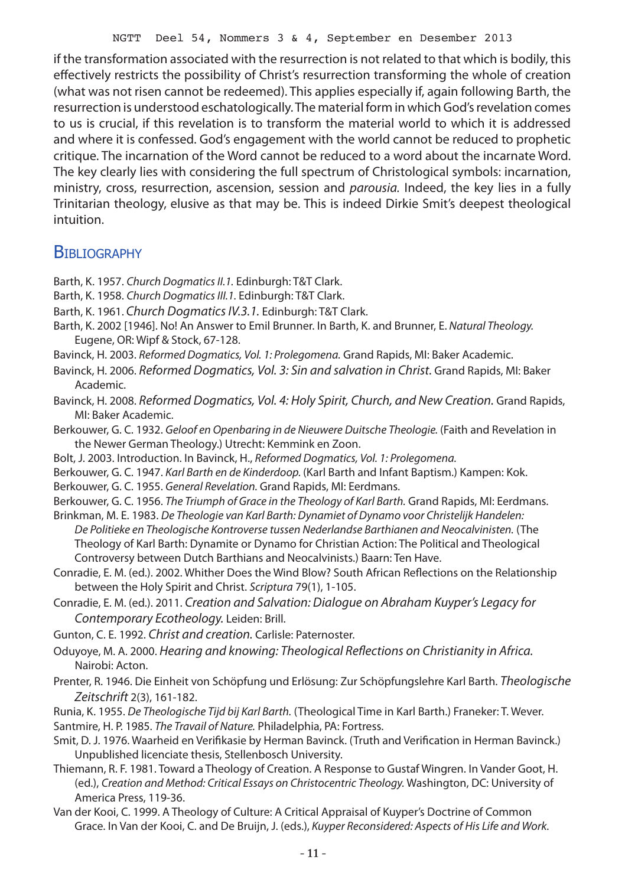if the transformation associated with the resurrection is not related to that which is bodily, this effectively restricts the possibility of Christ's resurrection transforming the whole of creation (what was not risen cannot be redeemed). This applies especially if, again following Barth, the resurrection is understood eschatologically. The material form in which God's revelation comes to us is crucial, if this revelation is to transform the material world to which it is addressed and where it is confessed. God's engagement with the world cannot be reduced to prophetic critique. The incarnation of the Word cannot be reduced to a word about the incarnate Word. The key clearly lies with considering the full spectrum of Christological symbols: incarnation, ministry, cross, resurrection, ascension, session and *parousia*. Indeed, the key lies in a fully Trinitarian theology, elusive as that may be. This is indeed Dirkie Smit's deepest theological intuition.

## Bibliography

Barth, K. 1957. *Church Dogmatics II.1*. Edinburgh: T&T Clark.

Barth, K. 1958. *Church Dogmatics III.1*. Edinburgh: T&T Clark.

Barth, K. 1961. *Church Dogmatics IV.3.1*. Edinburgh: T&T Clark.

Barth, K. 2002 [1946]. No! An Answer to Emil Brunner. In Barth, K. and Brunner, E. *Natural Theology*. Eugene, OR: Wipf & Stock, 67-128.

Bavinck, H. 2003. *Reformed Dogmatics, Vol. 1: Prolegomena*. Grand Rapids, MI: Baker Academic.

Bavinck, H. 2006. *Reformed Dogmatics, Vol. 3: Sin and salvation in Christ*. Grand Rapids, MI: Baker Academic.

Bavinck, H. 2008. *Reformed Dogmatics, Vol. 4: Holy Spirit, Church, and New Creation*. Grand Rapids, MI: Baker Academic.

Berkouwer, G. C. 1932. *Geloof en Openbaring in de Nieuwere Duitsche Theologie.* (Faith and Revelation in the Newer German Theology.) Utrecht: Kemmink en Zoon.

Bolt, J. 2003. Introduction. In Bavinck, H., *Reformed Dogmatics, Vol. 1: Prolegomena.*

Berkouwer, G. C. 1947. *Karl Barth en de Kinderdoop.* (Karl Barth and Infant Baptism.) Kampen: Kok.

Berkouwer, G. C. 1955. *General Revelation.* Grand Rapids, MI: Eerdmans.

Berkouwer, G. C. 1956. *The Triumph of Grace in the Theology of Karl Barth.* Grand Rapids, MI: Eerdmans.

Brinkman, M. E. 1983. *De Theologie van Karl Barth: Dynamiet of Dynamo voor Christelijk Handelen: De Politieke en Theologische Kontroverse tussen Nederlandse Barthianen and Neocalvinisten.* (The Theology of Karl Barth: Dynamite or Dynamo for Christian Action: The Political and Theological Controversy between Dutch Barthians and Neocalvinists.) Baarn: Ten Have.

Conradie, E. M. (ed.). 2002. Whither Does the Wind Blow? South African Reflections on the Relationship between the Holy Spirit and Christ. *Scriptura* 79(1), 1-105.

Conradie, E. M. (ed.). 2011. *Creation and Salvation: Dialogue on Abraham Kuyper's Legacy for Contemporary Ecotheology.* Leiden: Brill.

Gunton, C. E. 1992. *Christ and creation.* Carlisle: Paternoster.

Oduyoye, M. A. 2000. *Hearing and knowing: Theological Reflections on Christianity in Africa.* Nairobi: Acton.

Prenter, R. 1946. Die Einheit von Schöpfung und Erlösung: Zur Schöpfungslehre Karl Barth. *Theologische Zeitschrift* 2(3), 161-182.

Runia, K. 1955. *De Theologische Tijd bij Karl Barth.* (Theological Time in Karl Barth.) Franeker: T. Wever.

Santmire, H. P. 1985. *The Travail of Nature.* Philadelphia, PA: Fortress.

Smit, D. J. 1976. Waarheid en Verifikasie by Herman Bavinck. (Truth and Verification in Herman Bavinck.) Unpublished licenciate thesis, Stellenbosch University.

Thiemann, R. F. 1981. Toward a Theology of Creation. A Response to Gustaf Wingren. In Vander Goot, H. (ed.), *Creation and Method: Critical Essays on Christocentric Theology.* Washington, DC: University of America Press, 119-36.

Van der Kooi, C. 1999. A Theology of Culture: A Critical Appraisal of Kuyper's Doctrine of Common Grace. In Van der Kooi, C. and De Bruijn, J. (eds.), *Kuyper Reconsidered: Aspects of His Life and Work*.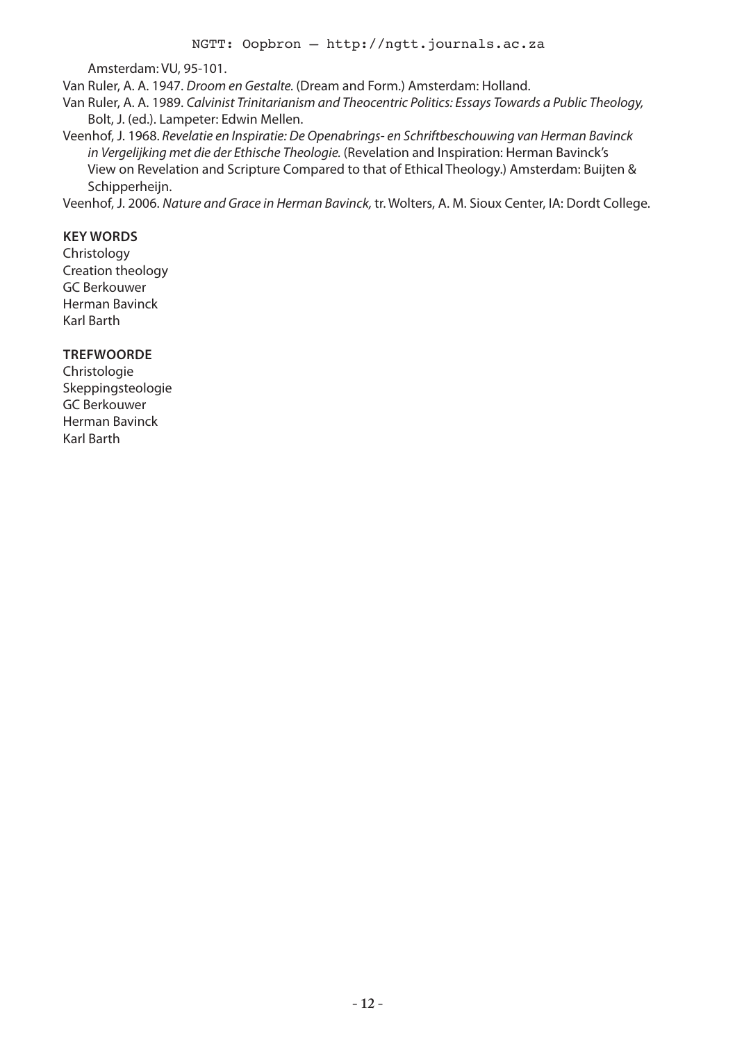Amsterdam: VU, 95-101.

Van Ruler, A. A. 1947. *Droom en Gestalte.* (Dream and Form.) Amsterdam: Holland.

Van Ruler, A. A. 1989. *Calvinist Trinitarianism and Theocentric Politics: Essays Towards a Public Theology,* Bolt, J. (ed.). Lampeter: Edwin Mellen.

Veenhof, J. 1968. *Revelatie en Inspiratie: De Openabrings- en Schriftbeschouwing van Herman Bavinck in Vergelijking met die der Ethische Theologie.* (Revelation and Inspiration: Herman Bavinck's View on Revelation and Scripture Compared to that of Ethical Theology.) Amsterdam: Buijten & Schipperheijn.

Veenhof, J. 2006. *Nature and Grace in Herman Bavinck,* tr. Wolters, A. M. Sioux Center, IA: Dordt College.

**KEY WORDS**

Christology
Creation theology
GC Berkouwer
Herman Bavinck
Karl Barth

**TREFWOORDE**

Christologie
Skeppingsteologie
GC Berkouwer
Herman Bavinck
Karl Barth